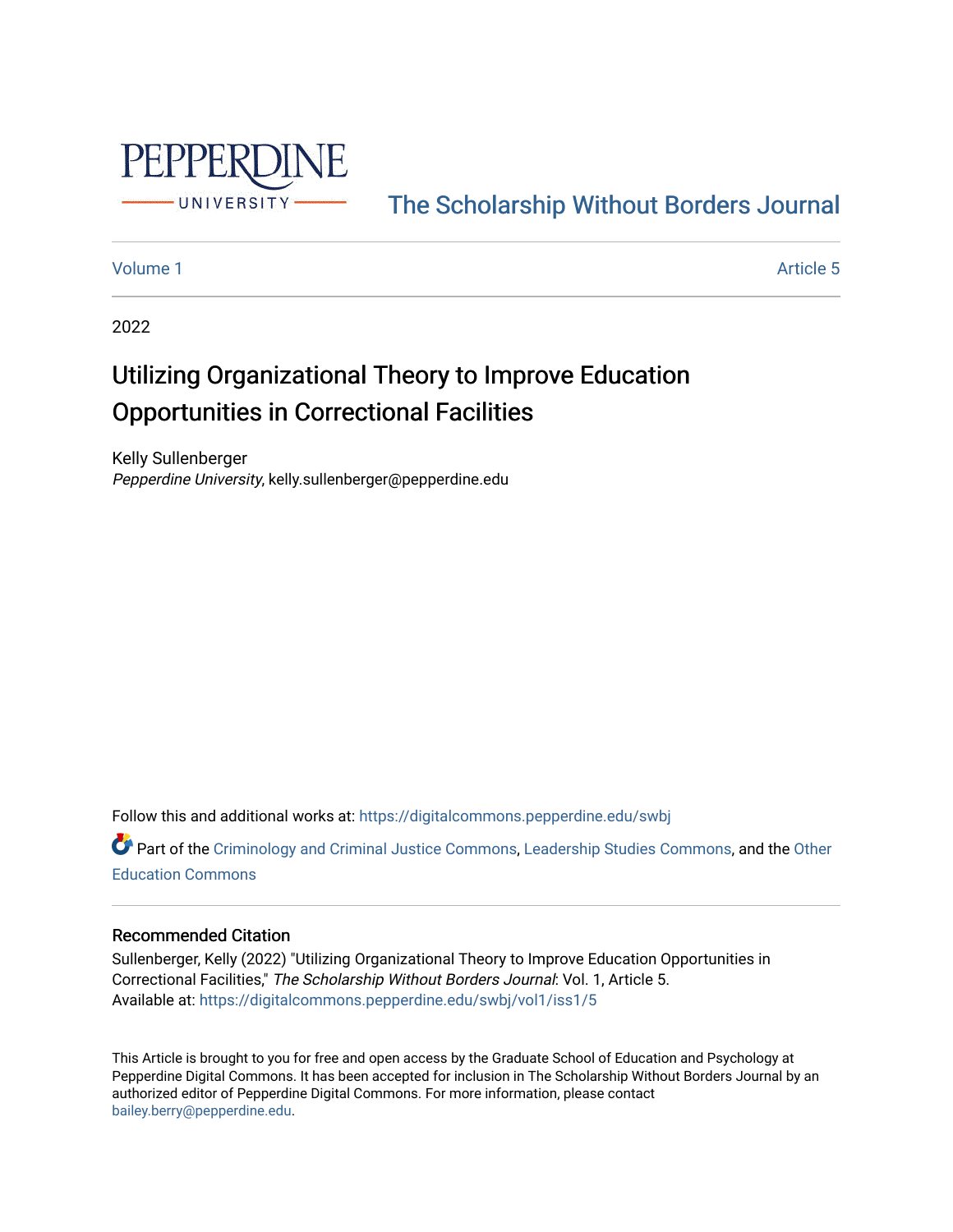PEPPERDINE UNIVERSITY

The Scholarship Without Borders Journal

Volume 1 Article 5

2022

# Utilizing Organizational Theory to Improve Education Opportunities in Correctional Facilities

Kelly Sullenberger
*Pepperdine University*, kelly.sullenberger@pepperdine.edu

Follow this and additional works at: https://digitalcommons.pepperdine.edu/swbj

Part of the Criminology and Criminal Justice Commons, Leadership Studies Commons, and the Other Education Commons

## Recommended Citation

Sullenberger, Kelly (2022) "Utilizing Organizational Theory to Improve Education Opportunities in Correctional Facilities," *The Scholarship Without Borders Journal*: Vol. 1, Article 5.
Available at: https://digitalcommons.pepperdine.edu/swbj/vol1/iss1/5

This Article is brought to you for free and open access by the Graduate School of Education and Psychology at Pepperdine Digital Commons. It has been accepted for inclusion in The Scholarship Without Borders Journal by an authorized editor of Pepperdine Digital Commons. For more information, please contact bailey.berry@pepperdine.edu.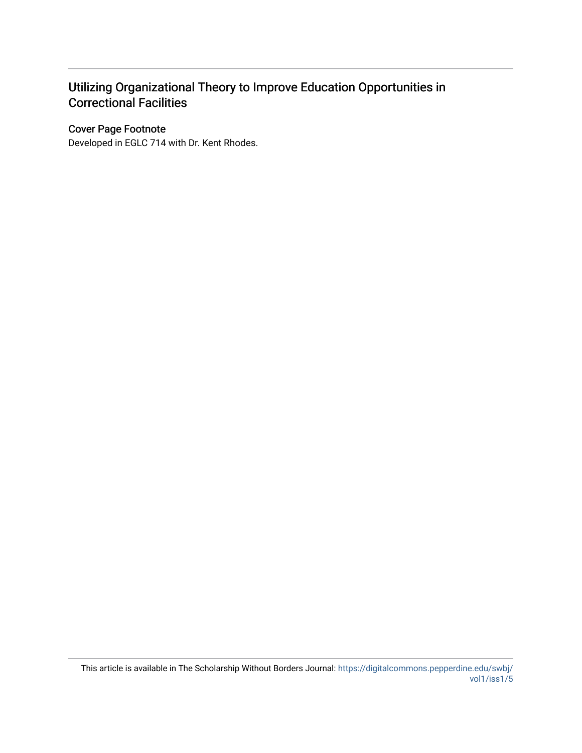# Utilizing Organizational Theory to Improve Education Opportunities in Correctional Facilities

## Cover Page Footnote

Developed in EGLC 714 with Dr. Kent Rhodes.

This article is available in The Scholarship Without Borders Journal: https://digitalcommons.pepperdine.edu/swbj/vol1/iss1/5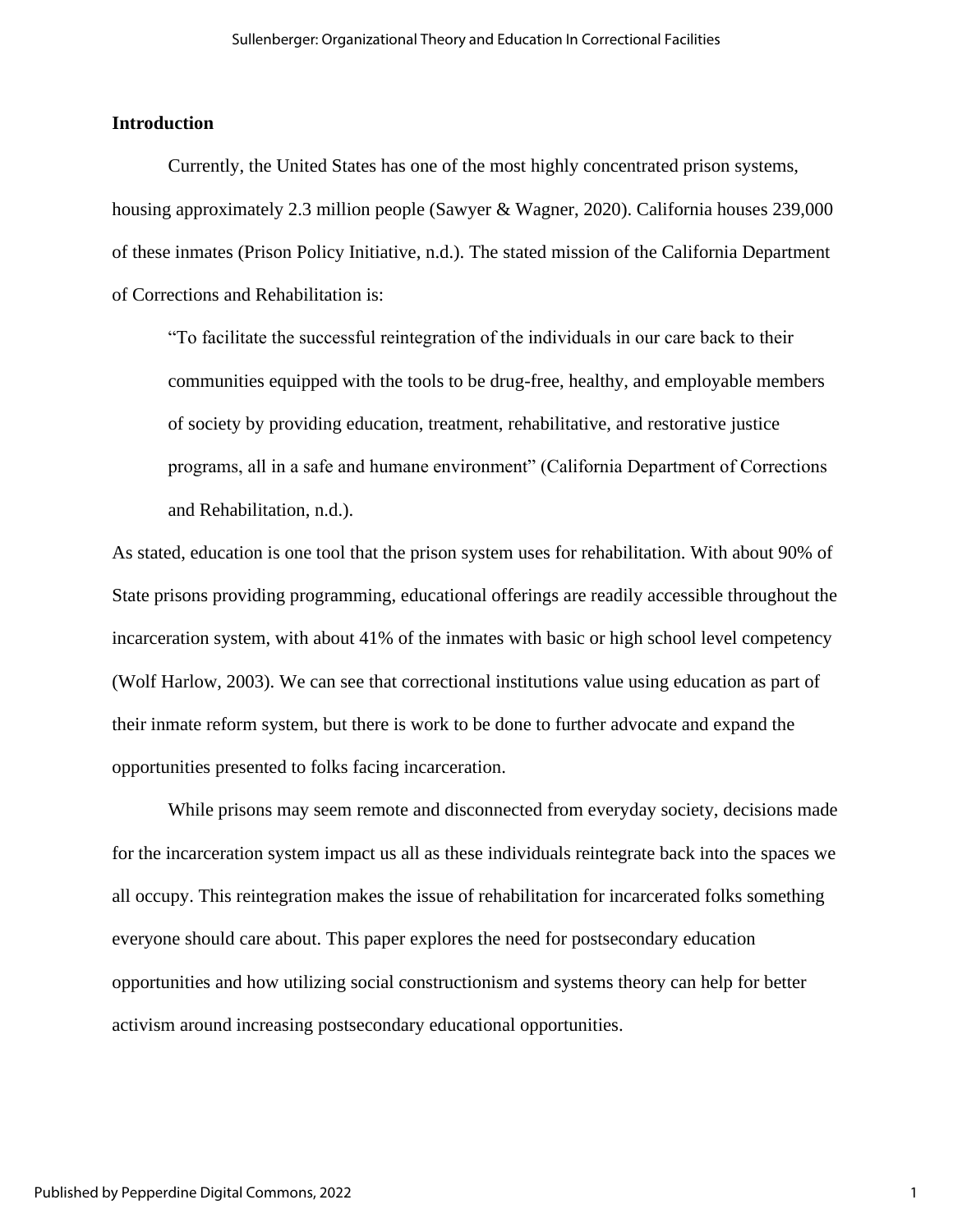## Introduction

Currently, the United States has one of the most highly concentrated prison systems, housing approximately 2.3 million people (Sawyer & Wagner, 2020). California houses 239,000 of these inmates (Prison Policy Initiative, n.d.). The stated mission of the California Department of Corrections and Rehabilitation is:

> "To facilitate the successful reintegration of the individuals in our care back to their communities equipped with the tools to be drug-free, healthy, and employable members of society by providing education, treatment, rehabilitative, and restorative justice programs, all in a safe and humane environment" (California Department of Corrections and Rehabilitation, n.d.).

As stated, education is one tool that the prison system uses for rehabilitation. With about 90% of State prisons providing programming, educational offerings are readily accessible throughout the incarceration system, with about 41% of the inmates with basic or high school level competency (Wolf Harlow, 2003). We can see that correctional institutions value using education as part of their inmate reform system, but there is work to be done to further advocate and expand the opportunities presented to folks facing incarceration.

While prisons may seem remote and disconnected from everyday society, decisions made for the incarceration system impact us all as these individuals reintegrate back into the spaces we all occupy. This reintegration makes the issue of rehabilitation for incarcerated folks something everyone should care about. This paper explores the need for postsecondary education opportunities and how utilizing social constructionism and systems theory can help for better activism around increasing postsecondary educational opportunities.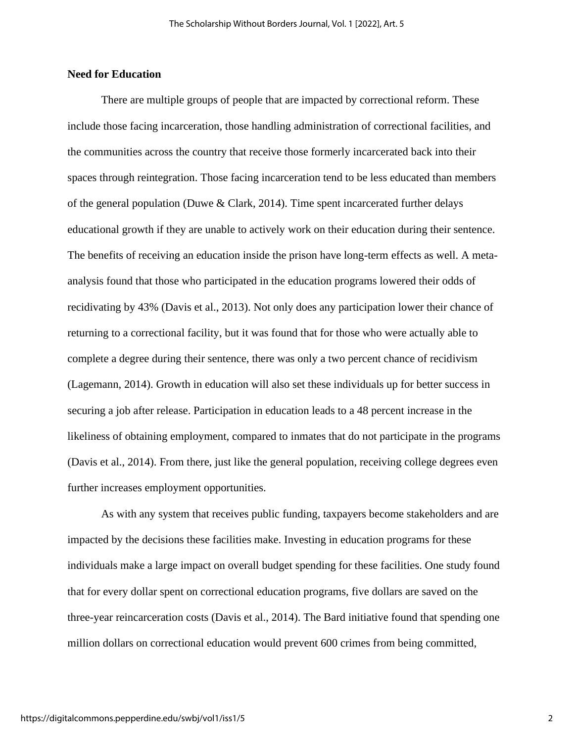**Need for Education**

There are multiple groups of people that are impacted by correctional reform. These include those facing incarceration, those handling administration of correctional facilities, and the communities across the country that receive those formerly incarcerated back into their spaces through reintegration. Those facing incarceration tend to be less educated than members of the general population (Duwe & Clark, 2014). Time spent incarcerated further delays educational growth if they are unable to actively work on their education during their sentence. The benefits of receiving an education inside the prison have long-term effects as well. A meta-analysis found that those who participated in the education programs lowered their odds of recidivating by 43% (Davis et al., 2013). Not only does any participation lower their chance of returning to a correctional facility, but it was found that for those who were actually able to complete a degree during their sentence, there was only a two percent chance of recidivism (Lagemann, 2014). Growth in education will also set these individuals up for better success in securing a job after release. Participation in education leads to a 48 percent increase in the likeliness of obtaining employment, compared to inmates that do not participate in the programs (Davis et al., 2014). From there, just like the general population, receiving college degrees even further increases employment opportunities.

As with any system that receives public funding, taxpayers become stakeholders and are impacted by the decisions these facilities make. Investing in education programs for these individuals make a large impact on overall budget spending for these facilities. One study found that for every dollar spent on correctional education programs, five dollars are saved on the three-year reincarceration costs (Davis et al., 2014). The Bard initiative found that spending one million dollars on correctional education would prevent 600 crimes from being committed,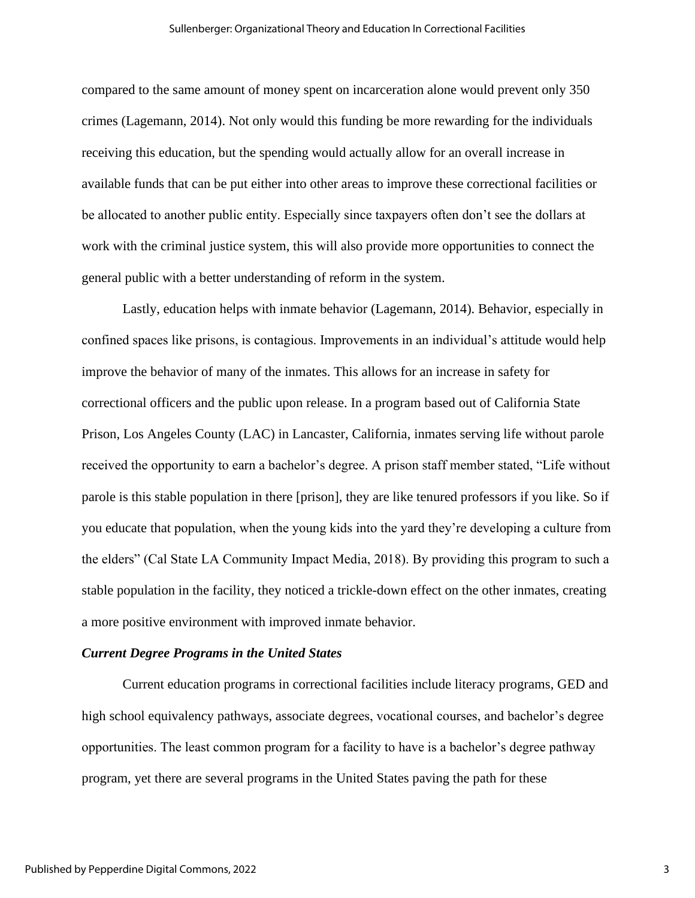compared to the same amount of money spent on incarceration alone would prevent only 350 crimes (Lagemann, 2014). Not only would this funding be more rewarding for the individuals receiving this education, but the spending would actually allow for an overall increase in available funds that can be put either into other areas to improve these correctional facilities or be allocated to another public entity. Especially since taxpayers often don't see the dollars at work with the criminal justice system, this will also provide more opportunities to connect the general public with a better understanding of reform in the system.

Lastly, education helps with inmate behavior (Lagemann, 2014). Behavior, especially in confined spaces like prisons, is contagious. Improvements in an individual's attitude would help improve the behavior of many of the inmates. This allows for an increase in safety for correctional officers and the public upon release. In a program based out of California State Prison, Los Angeles County (LAC) in Lancaster, California, inmates serving life without parole received the opportunity to earn a bachelor's degree. A prison staff member stated, "Life without parole is this stable population in there [prison], they are like tenured professors if you like. So if you educate that population, when the young kids into the yard they're developing a culture from the elders" (Cal State LA Community Impact Media, 2018). By providing this program to such a stable population in the facility, they noticed a trickle-down effect on the other inmates, creating a more positive environment with improved inmate behavior.

### *Current Degree Programs in the United States*

Current education programs in correctional facilities include literacy programs, GED and high school equivalency pathways, associate degrees, vocational courses, and bachelor's degree opportunities. The least common program for a facility to have is a bachelor's degree pathway program, yet there are several programs in the United States paving the path for these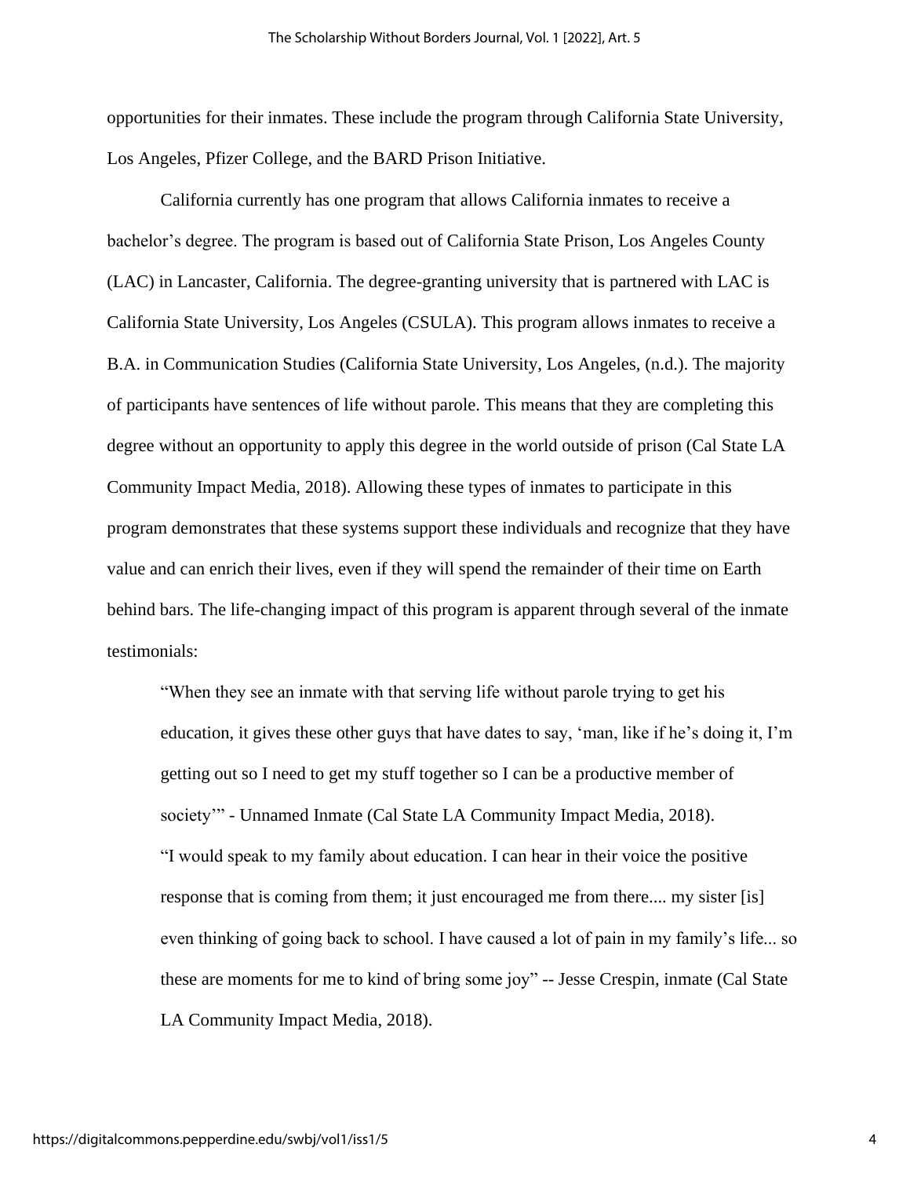opportunities for their inmates. These include the program through California State University, Los Angeles, Pfizer College, and the BARD Prison Initiative.

California currently has one program that allows California inmates to receive a bachelor's degree. The program is based out of California State Prison, Los Angeles County (LAC) in Lancaster, California. The degree-granting university that is partnered with LAC is California State University, Los Angeles (CSULA). This program allows inmates to receive a B.A. in Communication Studies (California State University, Los Angeles, (n.d.). The majority of participants have sentences of life without parole. This means that they are completing this degree without an opportunity to apply this degree in the world outside of prison (Cal State LA Community Impact Media, 2018). Allowing these types of inmates to participate in this program demonstrates that these systems support these individuals and recognize that they have value and can enrich their lives, even if they will spend the remainder of their time on Earth behind bars. The life-changing impact of this program is apparent through several of the inmate testimonials:

> "When they see an inmate with that serving life without parole trying to get his education, it gives these other guys that have dates to say, 'man, like if he's doing it, I'm getting out so I need to get my stuff together so I can be a productive member of society'" - Unnamed Inmate (Cal State LA Community Impact Media, 2018).
>
> "I would speak to my family about education. I can hear in their voice the positive response that is coming from them; it just encouraged me from there.... my sister [is] even thinking of going back to school. I have caused a lot of pain in my family's life... so these are moments for me to kind of bring some joy" -- Jesse Crespin, inmate (Cal State LA Community Impact Media, 2018).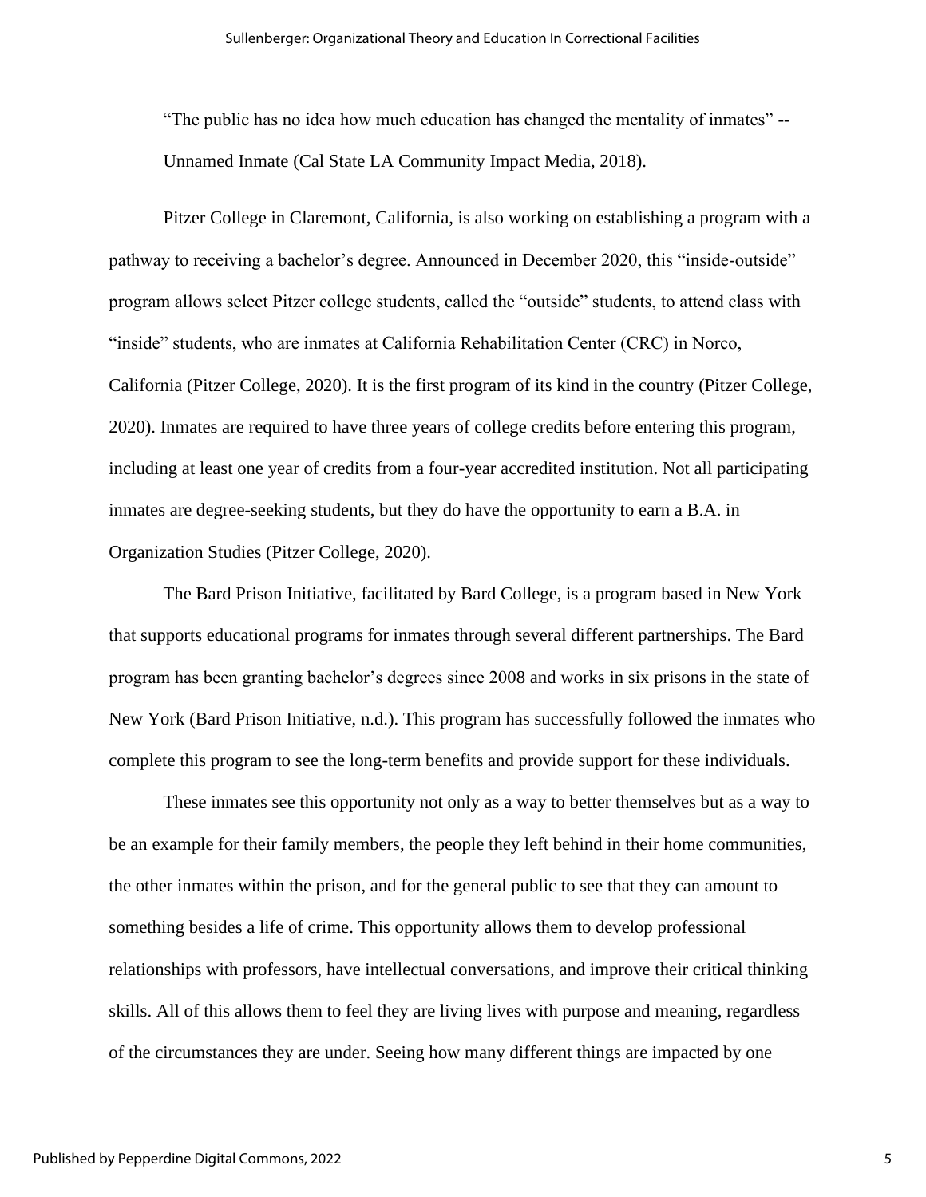"The public has no idea how much education has changed the mentality of inmates" -- Unnamed Inmate (Cal State LA Community Impact Media, 2018).

Pitzer College in Claremont, California, is also working on establishing a program with a pathway to receiving a bachelor's degree. Announced in December 2020, this "inside-outside" program allows select Pitzer college students, called the "outside" students, to attend class with "inside" students, who are inmates at California Rehabilitation Center (CRC) in Norco, California (Pitzer College, 2020). It is the first program of its kind in the country (Pitzer College, 2020). Inmates are required to have three years of college credits before entering this program, including at least one year of credits from a four-year accredited institution. Not all participating inmates are degree-seeking students, but they do have the opportunity to earn a B.A. in Organization Studies (Pitzer College, 2020).

The Bard Prison Initiative, facilitated by Bard College, is a program based in New York that supports educational programs for inmates through several different partnerships. The Bard program has been granting bachelor's degrees since 2008 and works in six prisons in the state of New York (Bard Prison Initiative, n.d.). This program has successfully followed the inmates who complete this program to see the long-term benefits and provide support for these individuals.

These inmates see this opportunity not only as a way to better themselves but as a way to be an example for their family members, the people they left behind in their home communities, the other inmates within the prison, and for the general public to see that they can amount to something besides a life of crime. This opportunity allows them to develop professional relationships with professors, have intellectual conversations, and improve their critical thinking skills. All of this allows them to feel they are living lives with purpose and meaning, regardless of the circumstances they are under. Seeing how many different things are impacted by one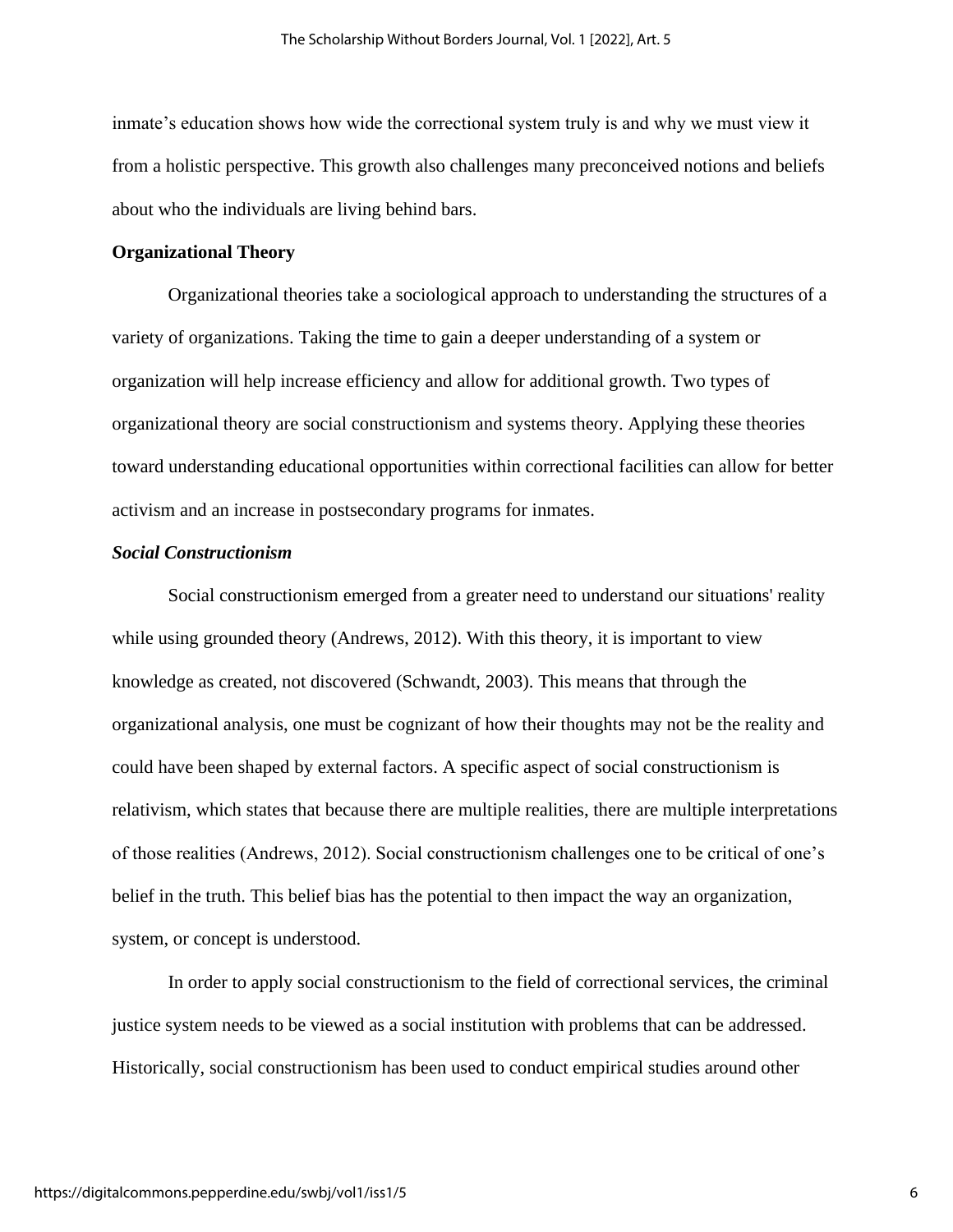inmate's education shows how wide the correctional system truly is and why we must view it from a holistic perspective. This growth also challenges many preconceived notions and beliefs about who the individuals are living behind bars.

## Organizational Theory

Organizational theories take a sociological approach to understanding the structures of a variety of organizations. Taking the time to gain a deeper understanding of a system or organization will help increase efficiency and allow for additional growth. Two types of organizational theory are social constructionism and systems theory. Applying these theories toward understanding educational opportunities within correctional facilities can allow for better activism and an increase in postsecondary programs for inmates.

### *Social Constructionism*

Social constructionism emerged from a greater need to understand our situations' reality while using grounded theory (Andrews, 2012). With this theory, it is important to view knowledge as created, not discovered (Schwandt, 2003). This means that through the organizational analysis, one must be cognizant of how their thoughts may not be the reality and could have been shaped by external factors. A specific aspect of social constructionism is relativism, which states that because there are multiple realities, there are multiple interpretations of those realities (Andrews, 2012). Social constructionism challenges one to be critical of one's belief in the truth. This belief bias has the potential to then impact the way an organization, system, or concept is understood.

In order to apply social constructionism to the field of correctional services, the criminal justice system needs to be viewed as a social institution with problems that can be addressed. Historically, social constructionism has been used to conduct empirical studies around other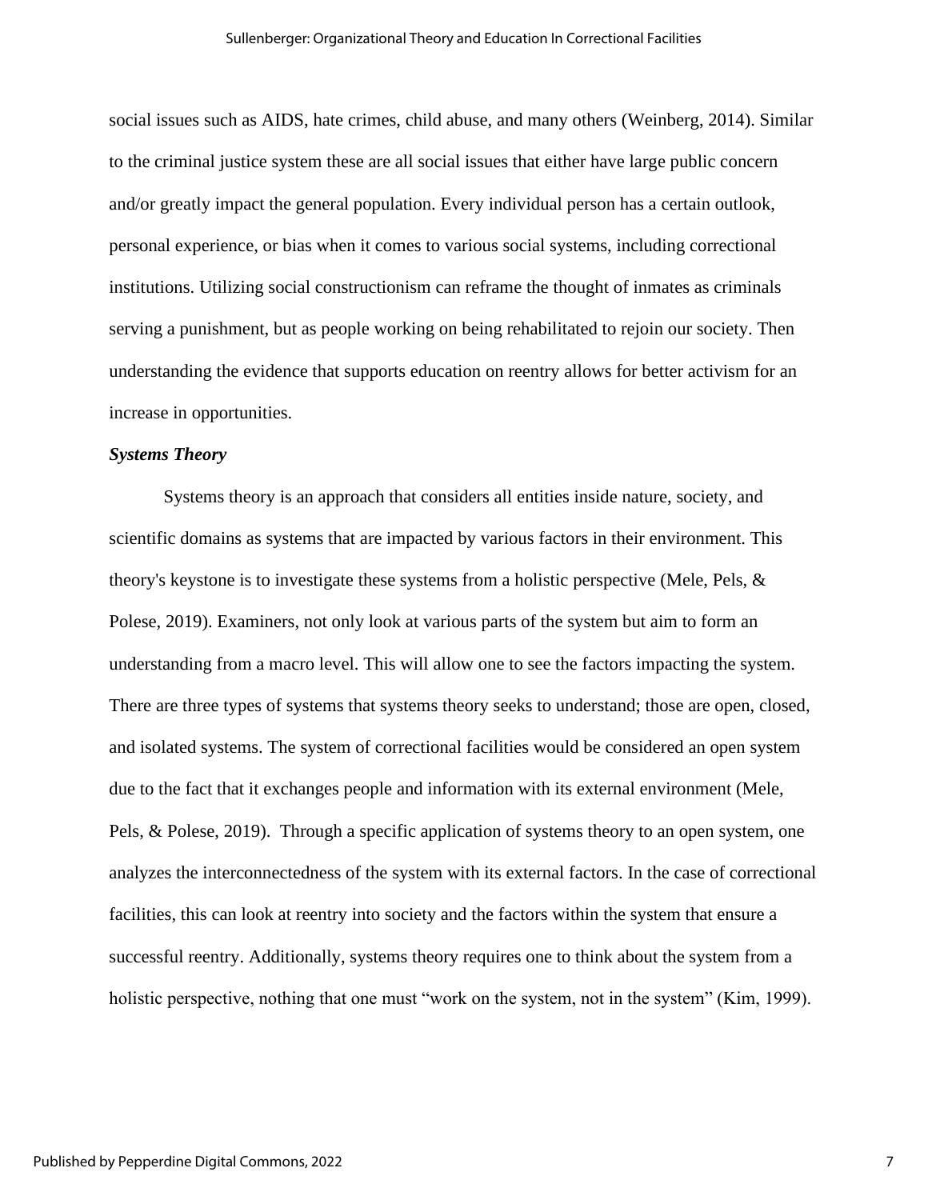social issues such as AIDS, hate crimes, child abuse, and many others (Weinberg, 2014). Similar to the criminal justice system these are all social issues that either have large public concern and/or greatly impact the general population. Every individual person has a certain outlook, personal experience, or bias when it comes to various social systems, including correctional institutions. Utilizing social constructionism can reframe the thought of inmates as criminals serving a punishment, but as people working on being rehabilitated to rejoin our society. Then understanding the evidence that supports education on reentry allows for better activism for an increase in opportunities.

***Systems Theory***

Systems theory is an approach that considers all entities inside nature, society, and scientific domains as systems that are impacted by various factors in their environment. This theory's keystone is to investigate these systems from a holistic perspective (Mele, Pels, & Polese, 2019). Examiners, not only look at various parts of the system but aim to form an understanding from a macro level. This will allow one to see the factors impacting the system. There are three types of systems that systems theory seeks to understand; those are open, closed, and isolated systems. The system of correctional facilities would be considered an open system due to the fact that it exchanges people and information with its external environment (Mele, Pels, & Polese, 2019). Through a specific application of systems theory to an open system, one analyzes the interconnectedness of the system with its external factors. In the case of correctional facilities, this can look at reentry into society and the factors within the system that ensure a successful reentry. Additionally, systems theory requires one to think about the system from a holistic perspective, nothing that one must "work on the system, not in the system" (Kim, 1999).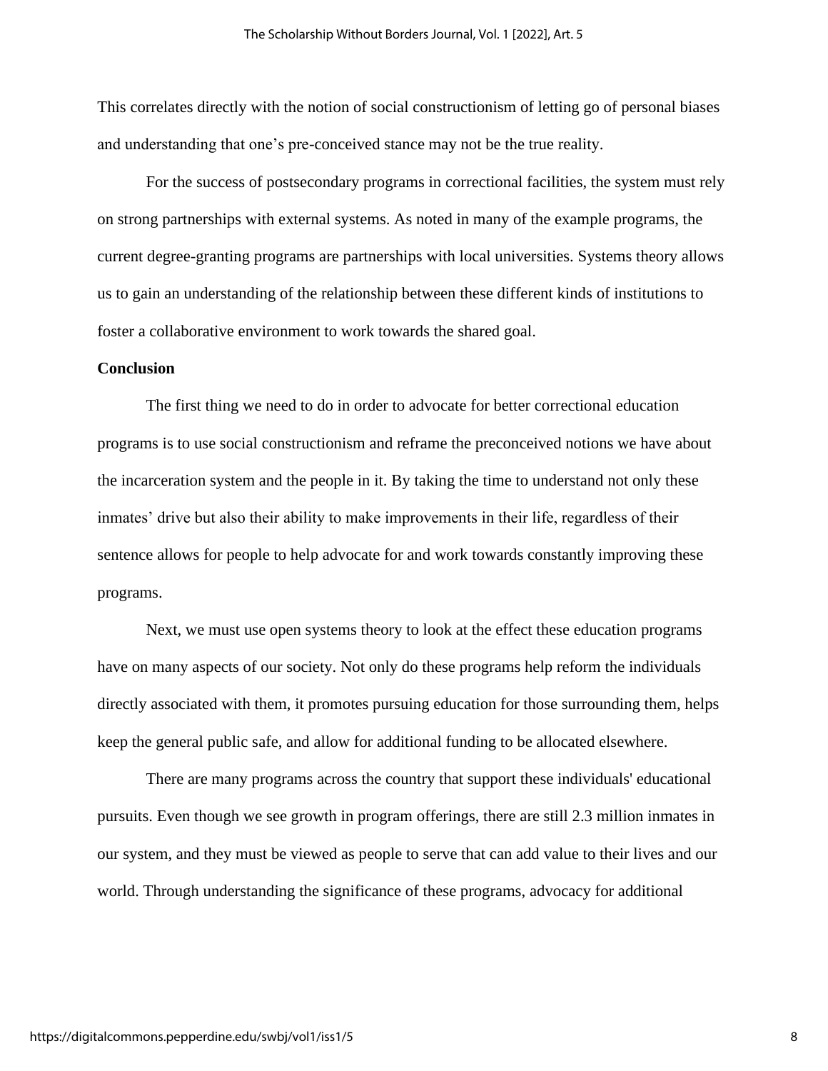This correlates directly with the notion of social constructionism of letting go of personal biases and understanding that one's pre-conceived stance may not be the true reality.

For the success of postsecondary programs in correctional facilities, the system must rely on strong partnerships with external systems. As noted in many of the example programs, the current degree-granting programs are partnerships with local universities. Systems theory allows us to gain an understanding of the relationship between these different kinds of institutions to foster a collaborative environment to work towards the shared goal.

**Conclusion**

The first thing we need to do in order to advocate for better correctional education programs is to use social constructionism and reframe the preconceived notions we have about the incarceration system and the people in it. By taking the time to understand not only these inmates' drive but also their ability to make improvements in their life, regardless of their sentence allows for people to help advocate for and work towards constantly improving these programs.

Next, we must use open systems theory to look at the effect these education programs have on many aspects of our society. Not only do these programs help reform the individuals directly associated with them, it promotes pursuing education for those surrounding them, helps keep the general public safe, and allow for additional funding to be allocated elsewhere.

There are many programs across the country that support these individuals' educational pursuits. Even though we see growth in program offerings, there are still 2.3 million inmates in our system, and they must be viewed as people to serve that can add value to their lives and our world. Through understanding the significance of these programs, advocacy for additional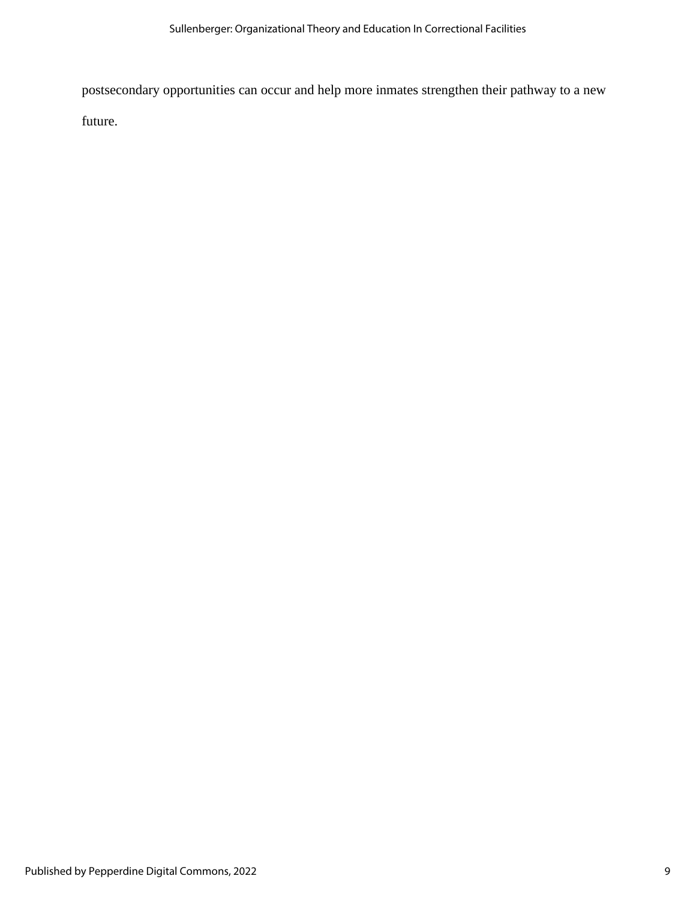postsecondary opportunities can occur and help more inmates strengthen their pathway to a new future.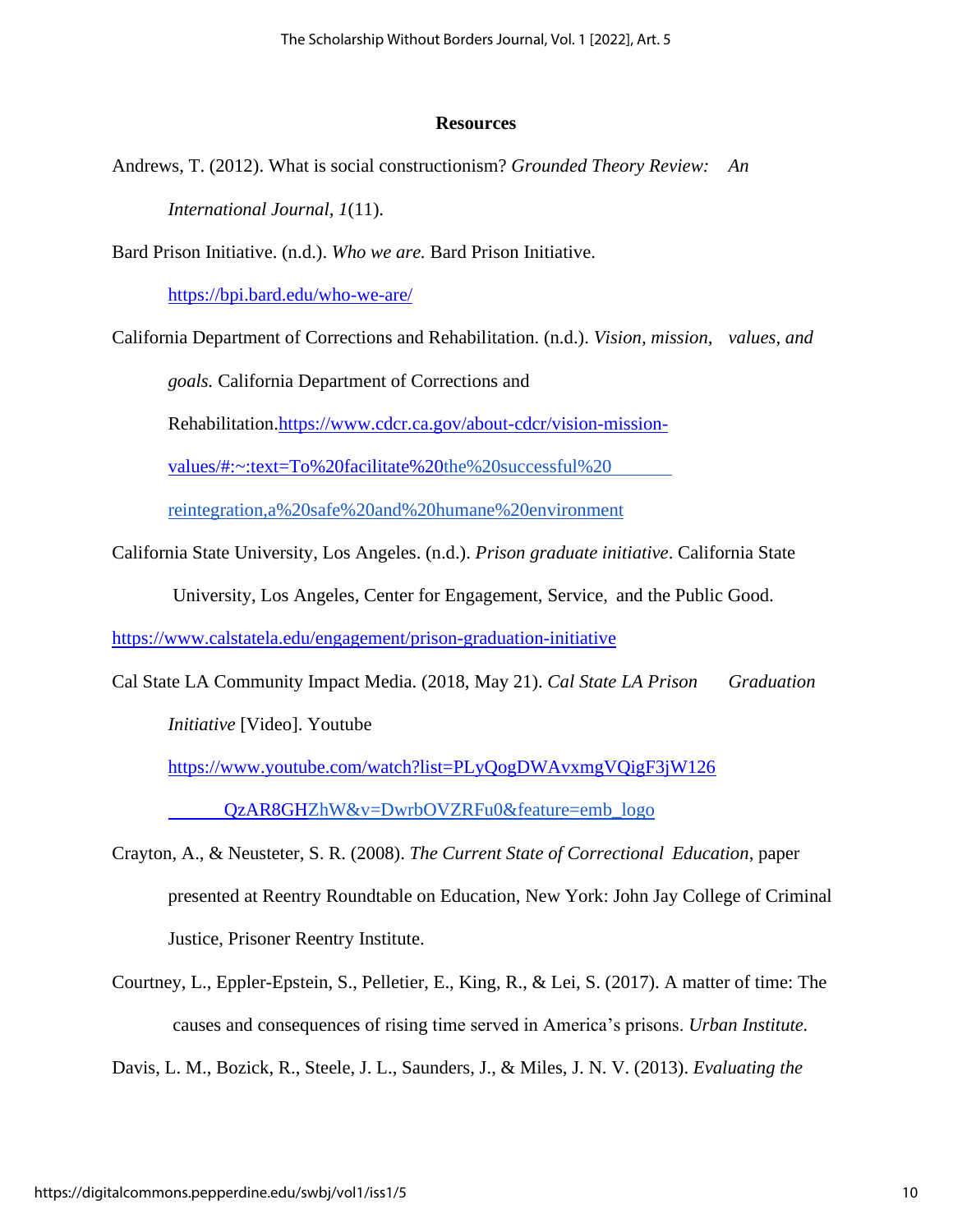## Resources

Andrews, T. (2012). What is social constructionism? *Grounded Theory Review: An International Journal, 1*(11).

Bard Prison Initiative. (n.d.). *Who we are.* Bard Prison Initiative. https://bpi.bard.edu/who-we-are/

California Department of Corrections and Rehabilitation. (n.d.). *Vision, mission, values, and goals.* California Department of Corrections and Rehabilitation.https://www.cdcr.ca.gov/about-cdcr/vision-mission-values/#:~:text=To%20facilitate%20the%20successful%20reintegration,a%20safe%20and%20humane%20environment

California State University, Los Angeles. (n.d.). *Prison graduate initiative*. California State University, Los Angeles, Center for Engagement, Service, and the Public Good. https://www.calstatela.edu/engagement/prison-graduation-initiative

Cal State LA Community Impact Media. (2018, May 21). *Cal State LA Prison Graduation Initiative* [Video]. Youtube https://www.youtube.com/watch?list=PLyQogDWAvxmgVQigF3jW126QzAR8GHZhW&v=DwrbOVZRFu0&feature=emb_logo

Crayton, A., & Neusteter, S. R. (2008). *The Current State of Correctional Education*, paper presented at Reentry Roundtable on Education, New York: John Jay College of Criminal Justice, Prisoner Reentry Institute.

Courtney, L., Eppler-Epstein, S., Pelletier, E., King, R., & Lei, S. (2017). A matter of time: The causes and consequences of rising time served in America's prisons. *Urban Institute.*

Davis, L. M., Bozick, R., Steele, J. L., Saunders, J., & Miles, J. N. V. (2013). *Evaluating the*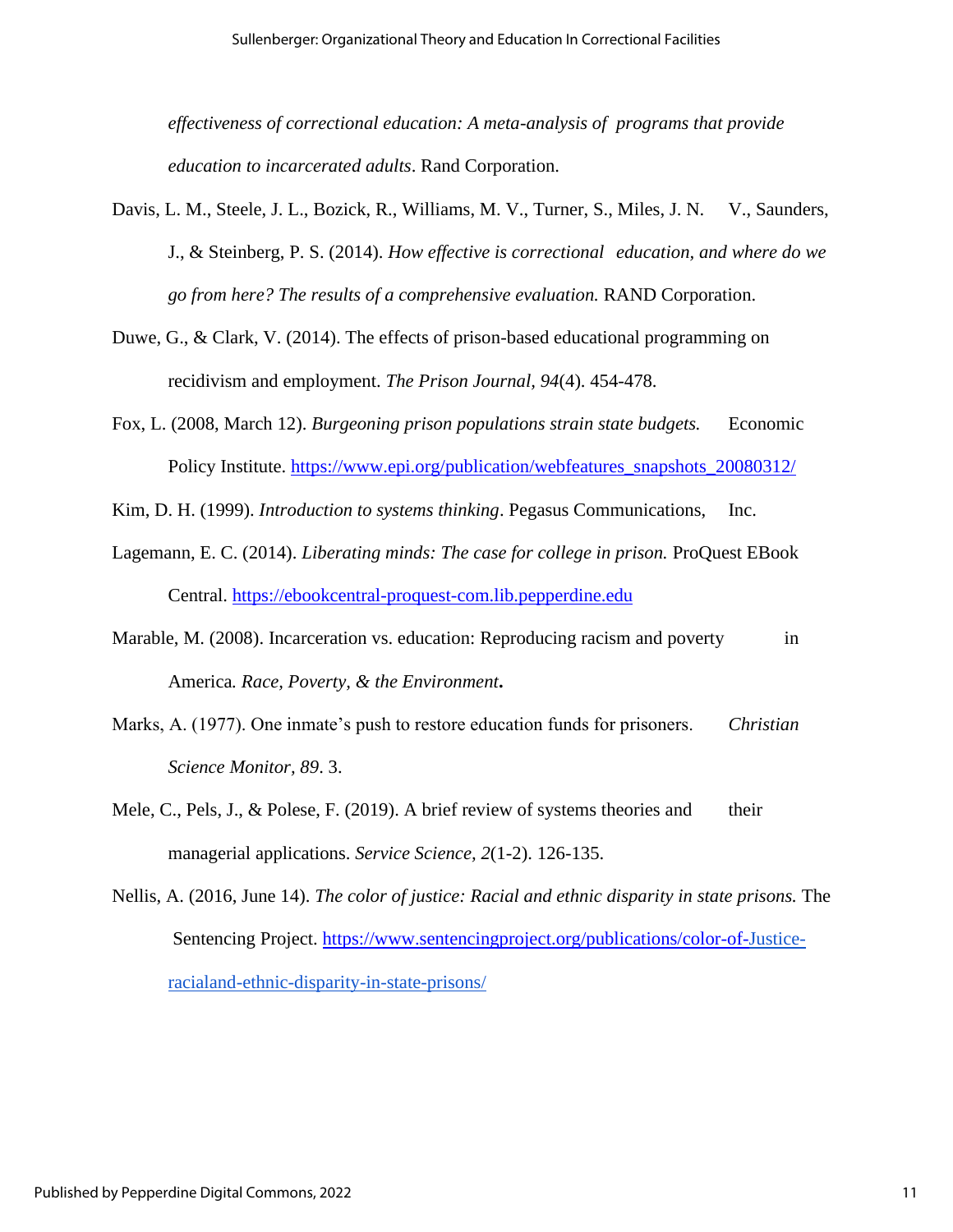*effectiveness of correctional education: A meta-analysis of programs that provide education to incarcerated adults*. Rand Corporation.

Davis, L. M., Steele, J. L., Bozick, R., Williams, M. V., Turner, S., Miles, J. N. V., Saunders, J., & Steinberg, P. S. (2014). *How effective is correctional education, and where do we go from here? The results of a comprehensive evaluation.* RAND Corporation.

Duwe, G., & Clark, V. (2014). The effects of prison-based educational programming on recidivism and employment. *The Prison Journal, 94*(4). 454-478.

Fox, L. (2008, March 12). *Burgeoning prison populations strain state budgets.* Economic Policy Institute. https://www.epi.org/publication/webfeatures_snapshots_20080312/

Kim, D. H. (1999). *Introduction to systems thinking*. Pegasus Communications, Inc.

Lagemann, E. C. (2014). *Liberating minds: The case for college in prison.* ProQuest EBook Central. https://ebookcentral-proquest-com.lib.pepperdine.edu

Marable, M. (2008). Incarceration vs. education: Reproducing racism and poverty in America. *Race, Poverty, & the Environment***.**

Marks, A. (1977). One inmate's push to restore education funds for prisoners. *Christian Science Monitor, 89*. 3.

Mele, C., Pels, J., & Polese, F. (2019). A brief review of systems theories and their managerial applications. *Service Science, 2*(1-2). 126-135.

Nellis, A. (2016, June 14). *The color of justice: Racial and ethnic disparity in state prisons.* The Sentencing Project. https://www.sentencingproject.org/publications/color-of-Justice-racialand-ethnic-disparity-in-state-prisons/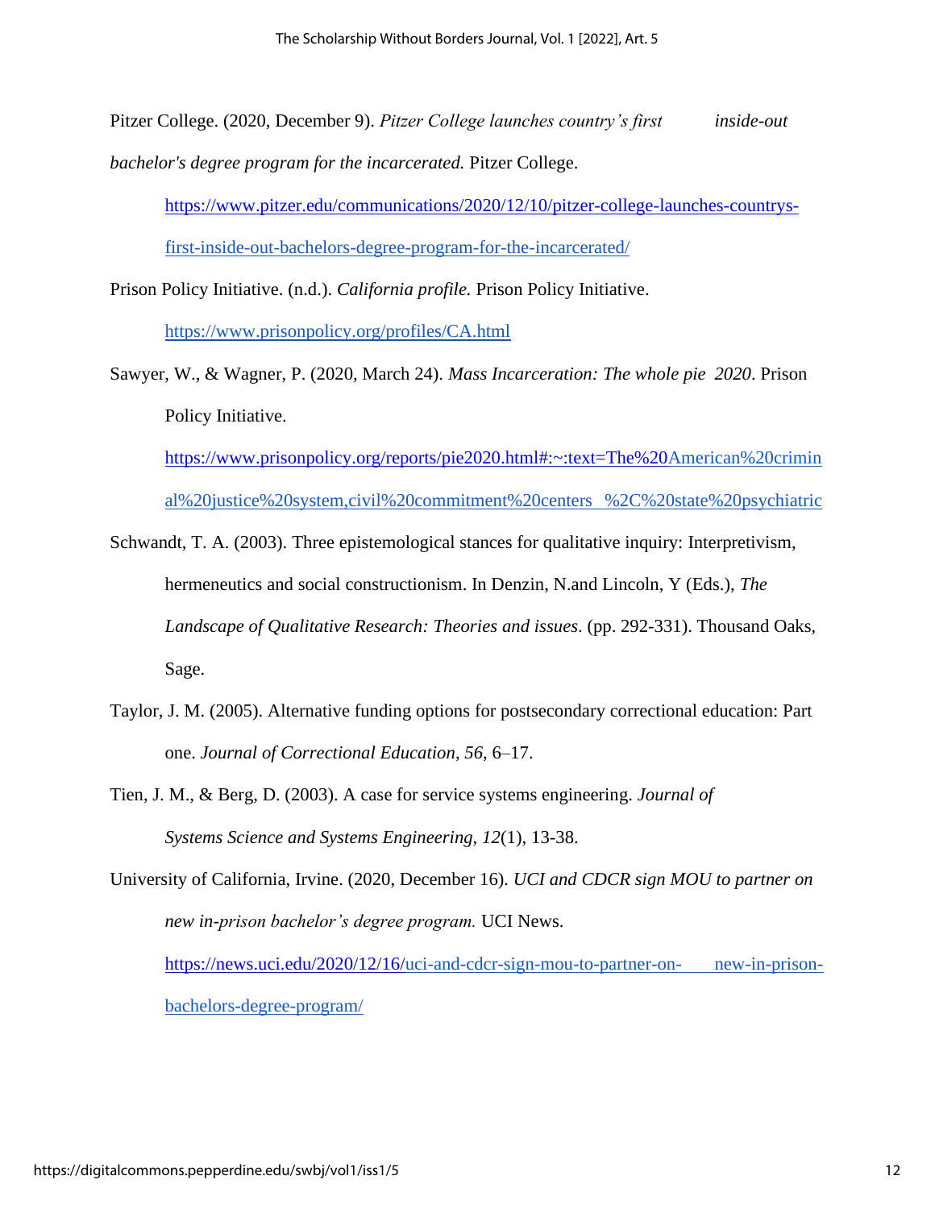Pitzer College. (2020, December 9). *Pitzer College launches country's first inside-out bachelor's degree program for the incarcerated.* Pitzer College. https://www.pitzer.edu/communications/2020/12/10/pitzer-college-launches-countrys-first-inside-out-bachelors-degree-program-for-the-incarcerated/

Prison Policy Initiative. (n.d.). *California profile.* Prison Policy Initiative. https://www.prisonpolicy.org/profiles/CA.html

Sawyer, W., & Wagner, P. (2020, March 24). *Mass Incarceration: The whole pie 2020*. Prison Policy Initiative. https://www.prisonpolicy.org/reports/pie2020.html#:~:text=The%20American%20criminal%20justice%20system,civil%20commitment%20centers %2C%20state%20psychiatric

Schwandt, T. A. (2003). Three epistemological stances for qualitative inquiry: Interpretivism, hermeneutics and social constructionism. In Denzin, N.and Lincoln, Y (Eds.), *The Landscape of Qualitative Research: Theories and issues*. (pp. 292-331). Thousand Oaks, Sage.

Taylor, J. M. (2005). Alternative funding options for postsecondary correctional education: Part one. *Journal of Correctional Education*, *56*, 6–17.

Tien, J. M., & Berg, D. (2003). A case for service systems engineering. *Journal of Systems Science and Systems Engineering, 12*(1), 13-38.

University of California, Irvine. (2020, December 16). *UCI and CDCR sign MOU to partner on new in-prison bachelor's degree program.* UCI News. https://news.uci.edu/2020/12/16/uci-and-cdcr-sign-mou-to-partner-on- new-in-prison-bachelors-degree-program/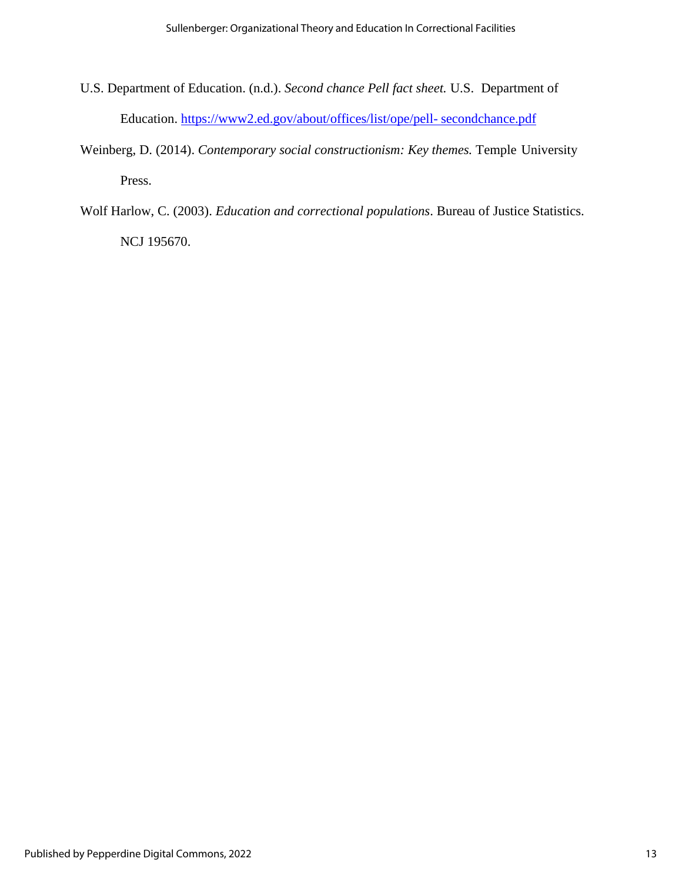U.S. Department of Education. (n.d.). *Second chance Pell fact sheet.* U.S. Department of Education. https://www2.ed.gov/about/offices/list/ope/pell- secondchance.pdf

Weinberg, D. (2014). *Contemporary social constructionism: Key themes.* Temple University Press.

Wolf Harlow, C. (2003). *Education and correctional populations*. Bureau of Justice Statistics. NCJ 195670.